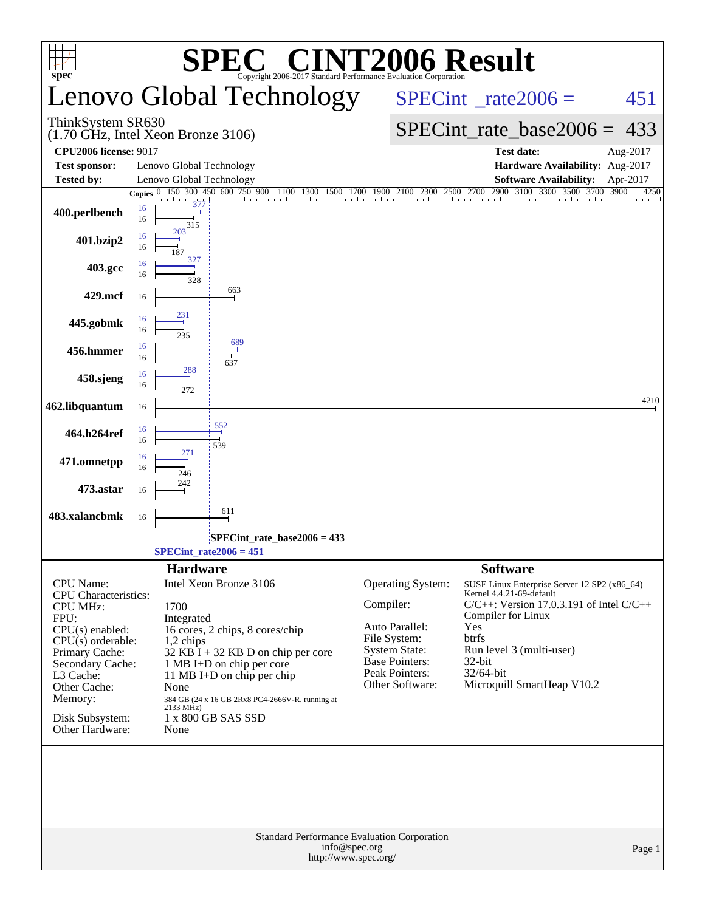# SPEC® CINT2006 Result

Copyright 2006-2017 Standard Performance Evaluation Corporation

## Lenovo Global Technology

ThinkSystem SR630
(1.70 GHz, Intel Xeon Bronze 3106)

SPECint_rate2006 = 451

SPECint_rate_base2006 = 433

| | | | |
|---|---|---|---|
| **CPU2006 license:** 9017 | | **Test date:** | Aug-2017 |
| **Test sponsor:** | Lenovo Global Technology | **Hardware Availability:** | Aug-2017 |
| **Tested by:** | Lenovo Global Technology | **Software Availability:** | Apr-2017 |

| Benchmark | Copies (peak) | Peak | Copies (base) | Base |
|---|---|---|---|---|
| 400.perlbench | 16 | 377 | 16 | 315 |
| 401.bzip2 | 16 | 203 | 16 | 187 |
| 403.gcc | 16 | 327 | 16 | 328 |
| 429.mcf | | | 16 | 663 |
| 445.gobmk | 16 | 231 | 16 | 235 |
| 456.hmmer | 16 | 689 | 16 | 637 |
| 458.sjeng | 16 | 288 | 16 | 272 |
| 462.libquantum | | | 16 | 4210 |
| 464.h264ref | 16 | 552 | 16 | 539 |
| 471.omnetpp | 16 | 271 | 16 | 246 |
| 473.astar | | | 16 | 242 |
| 483.xalancbmk | | | 16 | 611 |

SPECint_rate_base2006 = 433

SPECint_rate2006 = 451

### Hardware

| | |
|---|---|
| CPU Name: | Intel Xeon Bronze 3106 |
| CPU Characteristics: | |
| CPU MHz: | 1700 |
| FPU: | Integrated |
| CPU(s) enabled: | 16 cores, 2 chips, 8 cores/chip |
| CPU(s) orderable: | 1,2 chips |
| Primary Cache: | 32 KB I + 32 KB D on chip per core |
| Secondary Cache: | 1 MB I+D on chip per core |
| L3 Cache: | 11 MB I+D on chip per chip |
| Other Cache: | None |
| Memory: | 384 GB (24 x 16 GB 2Rx8 PC4-2666V-R, running at 2133 MHz) |
| Disk Subsystem: | 1 x 800 GB SAS SSD |
| Other Hardware: | None |

### Software

| | |
|---|---|
| Operating System: | SUSE Linux Enterprise Server 12 SP2 (x86_64) Kernel 4.4.21-69-default |
| Compiler: | C/C++: Version 17.0.3.191 of Intel C/C++ Compiler for Linux |
| Auto Parallel: | Yes |
| File System: | btrfs |
| System State: | Run level 3 (multi-user) |
| Base Pointers: | 32-bit |
| Peak Pointers: | 32/64-bit |
| Other Software: | Microquill SmartHeap V10.2 |

Standard Performance Evaluation Corporation
info@spec.org
http://www.spec.org/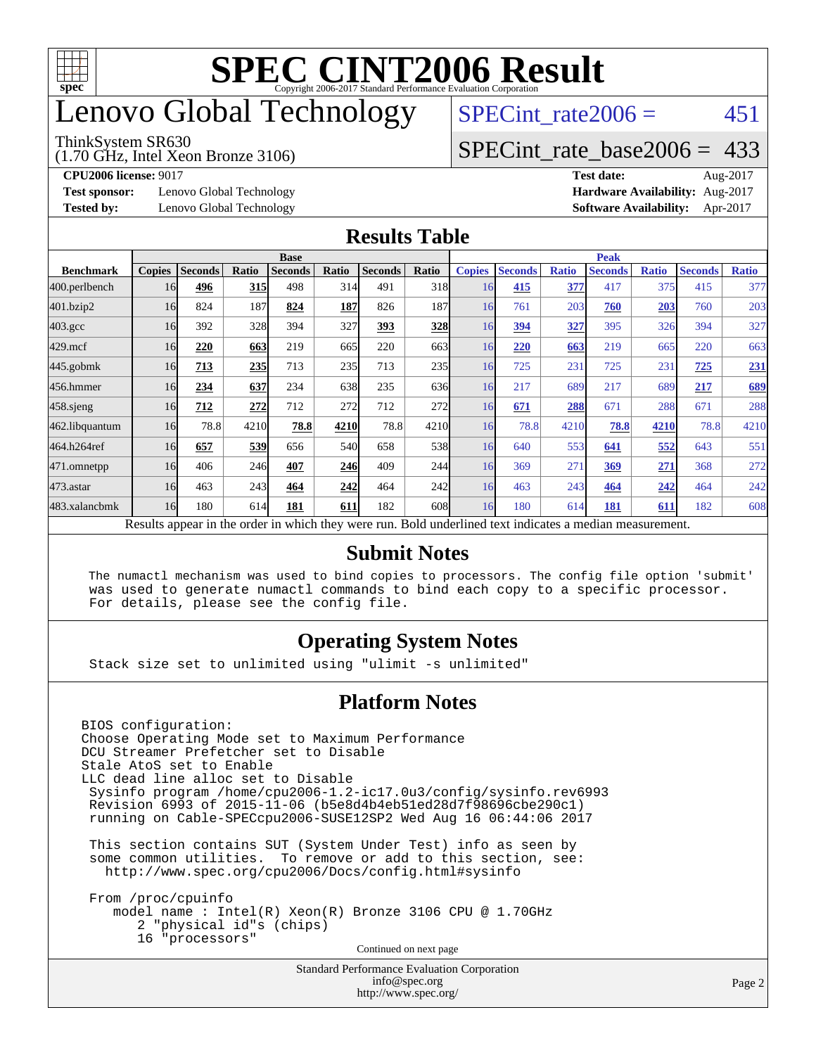# SPEC CINT2006 Result

Copyright 2006-2017 Standard Performance Evaluation Corporation

# Lenovo Global Technology

ThinkSystem SR630
(1.70 GHz, Intel Xeon Bronze 3106)

SPECint_rate2006 = 451

SPECint_rate_base2006 = 433

**CPU2006 license:** 9017
**Test sponsor:** Lenovo Global Technology
**Tested by:** Lenovo Global Technology

**Test date:** Aug-2017
**Hardware Availability:** Aug-2017
**Software Availability:** Apr-2017

## Results Table

| Benchmark | Base | | | | | | | Peak | | | | | | |
|---|---|---|---|---|---|---|---|---|---|---|---|---|---|---|
| | Copies | Seconds | Ratio | Seconds | Ratio | Seconds | Ratio | Copies | Seconds | Ratio | Seconds | Ratio | Seconds | Ratio |
| 400.perlbench | 16 | **496** | **315** | 498 | 314 | 491 | 318 | 16 | **415** | **377** | 417 | 375 | 415 | 377 |
| 401.bzip2 | 16 | 824 | 187 | **824** | **187** | 826 | 187 | 16 | 761 | 203 | **760** | **203** | 760 | 203 |
| 403.gcc | 16 | 392 | 328 | 394 | 327 | **393** | **328** | 16 | **394** | **327** | 395 | 326 | 394 | 327 |
| 429.mcf | 16 | **220** | **663** | 219 | 665 | 220 | 663 | 16 | **220** | **663** | 219 | 665 | 220 | 663 |
| 445.gobmk | 16 | **713** | **235** | 713 | 235 | 713 | 235 | 16 | 725 | 231 | 725 | 231 | **725** | **231** |
| 456.hmmer | 16 | **234** | **637** | 234 | 638 | 235 | 636 | 16 | 217 | 689 | 217 | 689 | **217** | **689** |
| 458.sjeng | 16 | **712** | **272** | 712 | 272 | 712 | 272 | 16 | **671** | **288** | 671 | 288 | 671 | 288 |
| 462.libquantum | 16 | 78.8 | 4210 | **78.8** | **4210** | 78.8 | 4210 | 16 | 78.8 | 4210 | **78.8** | **4210** | 78.8 | 4210 |
| 464.h264ref | 16 | **657** | **539** | 656 | 540 | 658 | 538 | 16 | 640 | 553 | **641** | **552** | 643 | 551 |
| 471.omnetpp | 16 | 406 | 246 | **407** | **246** | 409 | 244 | 16 | 369 | 271 | **369** | **271** | 368 | 272 |
| 473.astar | 16 | 463 | 243 | **464** | **242** | 464 | 242 | 16 | 463 | 243 | **464** | **242** | 464 | 242 |
| 483.xalancbmk | 16 | 180 | 614 | **181** | **611** | 182 | 608 | 16 | 180 | 614 | **181** | **611** | 182 | 608 |

Results appear in the order in which they were run. Bold underlined text indicates a median measurement.

## Submit Notes

```
The numactl mechanism was used to bind copies to processors. The config file option 'submit'
was used to generate numactl commands to bind each copy to a specific processor.
For details, please see the config file.
```

## Operating System Notes

```
Stack size set to unlimited using "ulimit -s unlimited"
```

## Platform Notes

```
BIOS configuration:
Choose Operating Mode set to Maximum Performance
DCU Streamer Prefetcher set to Disable
Stale AtoS set to Enable
LLC dead line alloc set to Disable
 Sysinfo program /home/cpu2006-1.2-ic17.0u3/config/sysinfo.rev6993
 Revision 6993 of 2015-11-06 (b5e8d4b4eb51ed28d7f98696cbe290c1)
 running on Cable-SPECcpu2006-SUSE12SP2 Wed Aug 16 06:44:06 2017

 This section contains SUT (System Under Test) info as seen by
 some common utilities.  To remove or add to this section, see:
   http://www.spec.org/cpu2006/Docs/config.html#sysinfo

 From /proc/cpuinfo
    model name : Intel(R) Xeon(R) Bronze 3106 CPU @ 1.70GHz
       2 "physical id"s (chips)
       16 "processors"
```

Continued on next page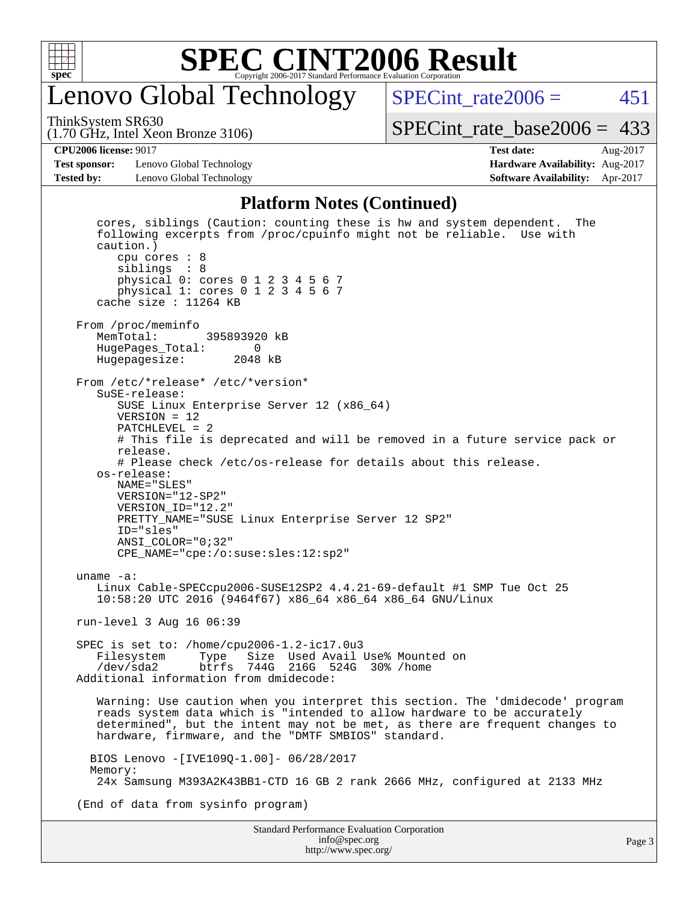# Lenovo Global Technology

ThinkSystem SR630
(1.70 GHz, Intel Xeon Bronze 3106)

SPECint_rate2006 = 451

SPECint_rate_base2006 = 433

**CPU2006 license:** 9017
**Test sponsor:** Lenovo Global Technology
**Tested by:** Lenovo Global Technology

**Test date:** Aug-2017
**Hardware Availability:** Aug-2017
**Software Availability:** Apr-2017

## Platform Notes (Continued)

```
   cores, siblings (Caution: counting these is hw and system dependent.  The
   following excerpts from /proc/cpuinfo might not be reliable.  Use with
   caution.)
      cpu cores : 8
      siblings  : 8
      physical 0: cores 0 1 2 3 4 5 6 7
      physical 1: cores 0 1 2 3 4 5 6 7
   cache size : 11264 KB

From /proc/meminfo
   MemTotal:       395893920 kB
   HugePages_Total:       0
   Hugepagesize:       2048 kB

From /etc/*release* /etc/*version*
   SuSE-release:
      SUSE Linux Enterprise Server 12 (x86_64)
      VERSION = 12
      PATCHLEVEL = 2
      # This file is deprecated and will be removed in a future service pack or
      release.
      # Please check /etc/os-release for details about this release.
   os-release:
      NAME="SLES"
      VERSION="12-SP2"
      VERSION_ID="12.2"
      PRETTY_NAME="SUSE Linux Enterprise Server 12 SP2"
      ID="sles"
      ANSI_COLOR="0;32"
      CPE_NAME="cpe:/o:suse:sles:12:sp2"

uname -a:
   Linux Cable-SPECcpu2006-SUSE12SP2 4.4.21-69-default #1 SMP Tue Oct 25
   10:58:20 UTC 2016 (9464f67) x86_64 x86_64 x86_64 GNU/Linux

run-level 3 Aug 16 06:39

SPEC is set to: /home/cpu2006-1.2-ic17.0u3
   Filesystem     Type   Size  Used Avail Use% Mounted on
   /dev/sda2      btrfs  744G  216G  524G  30% /home
Additional information from dmidecode:

   Warning: Use caution when you interpret this section. The 'dmidecode' program
   reads system data which is "intended to allow hardware to be accurately
   determined", but the intent may not be met, as there are frequent changes to
   hardware, firmware, and the "DMTF SMBIOS" standard.

  BIOS Lenovo -[IVE109Q-1.00]- 06/28/2017
  Memory:
   24x Samsung M393A2K43BB1-CTD 16 GB 2 rank 2666 MHz, configured at 2133 MHz

(End of data from sysinfo program)
```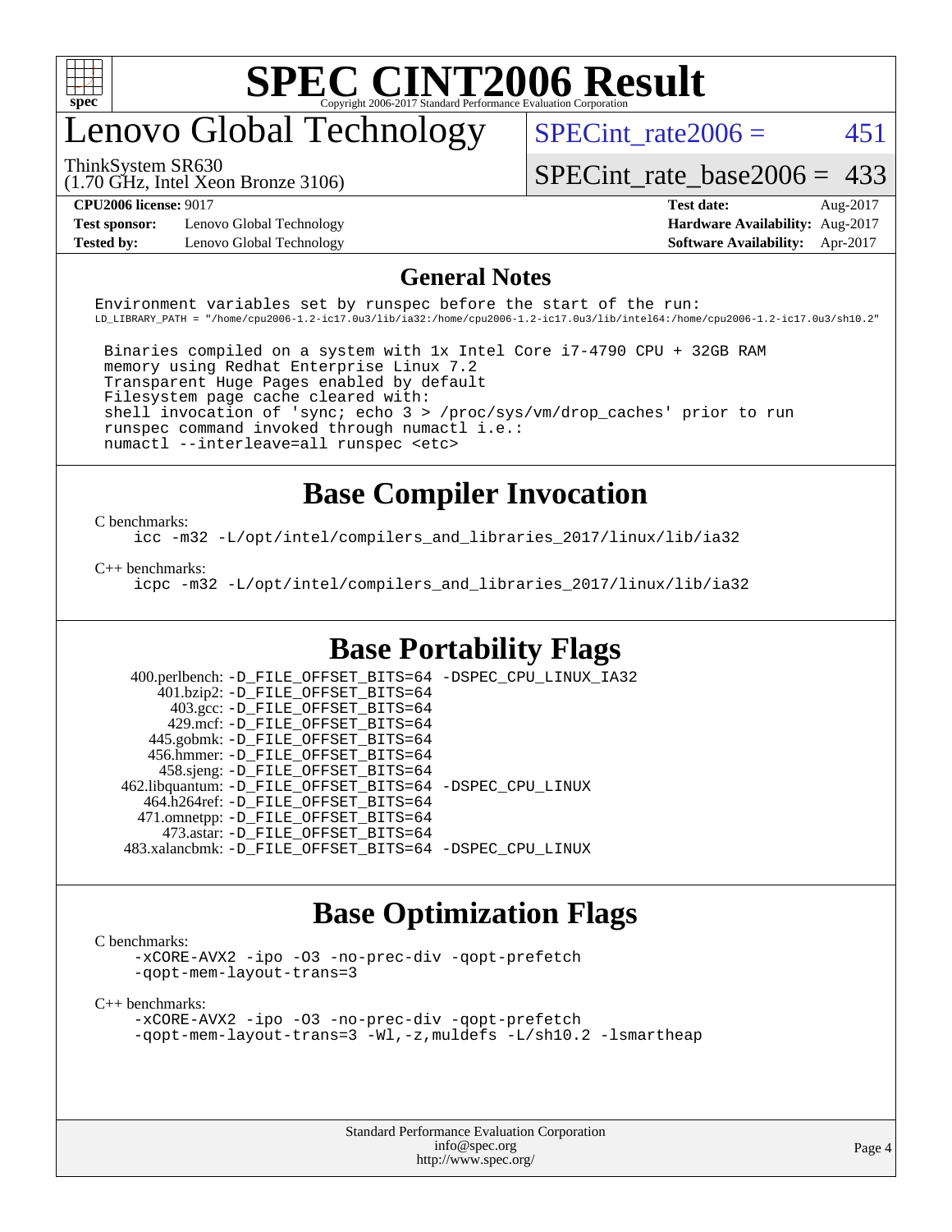# SPEC CINT2006 Result

## Lenovo Global Technology

ThinkSystem SR630
(1.70 GHz, Intel Xeon Bronze 3106)

SPECint_rate2006 = 451

SPECint_rate_base2006 = 433

| | | | |
|---|---|---|---|
| **CPU2006 license:** 9017 | | **Test date:** | Aug-2017 |
| **Test sponsor:** | Lenovo Global Technology | **Hardware Availability:** | Aug-2017 |
| **Tested by:** | Lenovo Global Technology | **Software Availability:** | Apr-2017 |

## General Notes

```
Environment variables set by runspec before the start of the run:
LD_LIBRARY_PATH = "/home/cpu2006-1.2-ic17.0u3/lib/ia32:/home/cpu2006-1.2-ic17.0u3/lib/intel64:/home/cpu2006-1.2-ic17.0u3/sh10.2"

 Binaries compiled on a system with 1x Intel Core i7-4790 CPU + 32GB RAM
 memory using Redhat Enterprise Linux 7.2
 Transparent Huge Pages enabled by default
 Filesystem page cache cleared with:
 shell invocation of 'sync; echo 3 > /proc/sys/vm/drop_caches' prior to run
 runspec command invoked through numactl i.e.:
 numactl --interleave=all runspec <etc>
```

## Base Compiler Invocation

C benchmarks:

```
icc -m32 -L/opt/intel/compilers_and_libraries_2017/linux/lib/ia32
```

C++ benchmarks:

```
icpc -m32 -L/opt/intel/compilers_and_libraries_2017/linux/lib/ia32
```

## Base Portability Flags

```
  400.perlbench: -D_FILE_OFFSET_BITS=64 -DSPEC_CPU_LINUX_IA32
      401.bzip2: -D_FILE_OFFSET_BITS=64
        403.gcc: -D_FILE_OFFSET_BITS=64
        429.mcf: -D_FILE_OFFSET_BITS=64
      445.gobmk: -D_FILE_OFFSET_BITS=64
     456.hmmer: -D_FILE_OFFSET_BITS=64
      458.sjeng: -D_FILE_OFFSET_BITS=64
 462.libquantum: -D_FILE_OFFSET_BITS=64 -DSPEC_CPU_LINUX
    464.h264ref: -D_FILE_OFFSET_BITS=64
    471.omnetpp: -D_FILE_OFFSET_BITS=64
      473.astar: -D_FILE_OFFSET_BITS=64
 483.xalancbmk: -D_FILE_OFFSET_BITS=64 -DSPEC_CPU_LINUX
```

## Base Optimization Flags

C benchmarks:

```
-xCORE-AVX2 -ipo -O3 -no-prec-div -qopt-prefetch
-qopt-mem-layout-trans=3
```

C++ benchmarks:

```
-xCORE-AVX2 -ipo -O3 -no-prec-div -qopt-prefetch
-qopt-mem-layout-trans=3 -Wl,-z,muldefs -L/sh10.2 -lsmartheap
```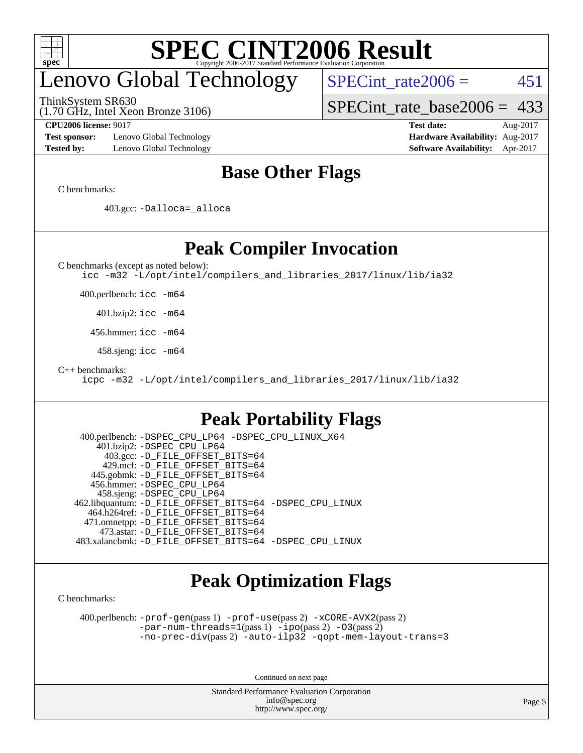# SPEC CINT2006 Result

Copyright 2006-2017 Standard Performance Evaluation Corporation

# Lenovo Global Technology

ThinkSystem SR630
(1.70 GHz, Intel Xeon Bronze 3106)

SPECint_rate2006 = 451

SPECint_rate_base2006 = 433

**CPU2006 license:** 9017
**Test sponsor:** Lenovo Global Technology
**Tested by:** Lenovo Global Technology

**Test date:** Aug-2017
**Hardware Availability:** Aug-2017
**Software Availability:** Apr-2017

## Base Other Flags

C benchmarks:

403.gcc: `-Dalloca=_alloca`

## Peak Compiler Invocation

C benchmarks (except as noted below):
`icc -m32 -L/opt/intel/compilers_and_libraries_2017/linux/lib/ia32`

400.perlbench: `icc -m64`

401.bzip2: `icc -m64`

456.hmmer: `icc -m64`

458.sjeng: `icc -m64`

C++ benchmarks:
`icpc -m32 -L/opt/intel/compilers_and_libraries_2017/linux/lib/ia32`

## Peak Portability Flags

400.perlbench: `-DSPEC_CPU_LP64 -DSPEC_CPU_LINUX_X64`
401.bzip2: `-DSPEC_CPU_LP64`
403.gcc: `-D_FILE_OFFSET_BITS=64`
429.mcf: `-D_FILE_OFFSET_BITS=64`
445.gobmk: `-D_FILE_OFFSET_BITS=64`
456.hmmer: `-DSPEC_CPU_LP64`
458.sjeng: `-DSPEC_CPU_LP64`
462.libquantum: `-D_FILE_OFFSET_BITS=64 -DSPEC_CPU_LINUX`
464.h264ref: `-D_FILE_OFFSET_BITS=64`
471.omnetpp: `-D_FILE_OFFSET_BITS=64`
473.astar: `-D_FILE_OFFSET_BITS=64`
483.xalancbmk: `-D_FILE_OFFSET_BITS=64 -DSPEC_CPU_LINUX`

## Peak Optimization Flags

C benchmarks:

400.perlbench: `-prof-gen`(pass 1) `-prof-use`(pass 2) `-xCORE-AVX2`(pass 2) `-par-num-threads=1`(pass 1) `-ipo`(pass 2) `-O3`(pass 2) `-no-prec-div`(pass 2) `-auto-ilp32` `-qopt-mem-layout-trans=3`

Continued on next page

Standard Performance Evaluation Corporation
info@spec.org
http://www.spec.org/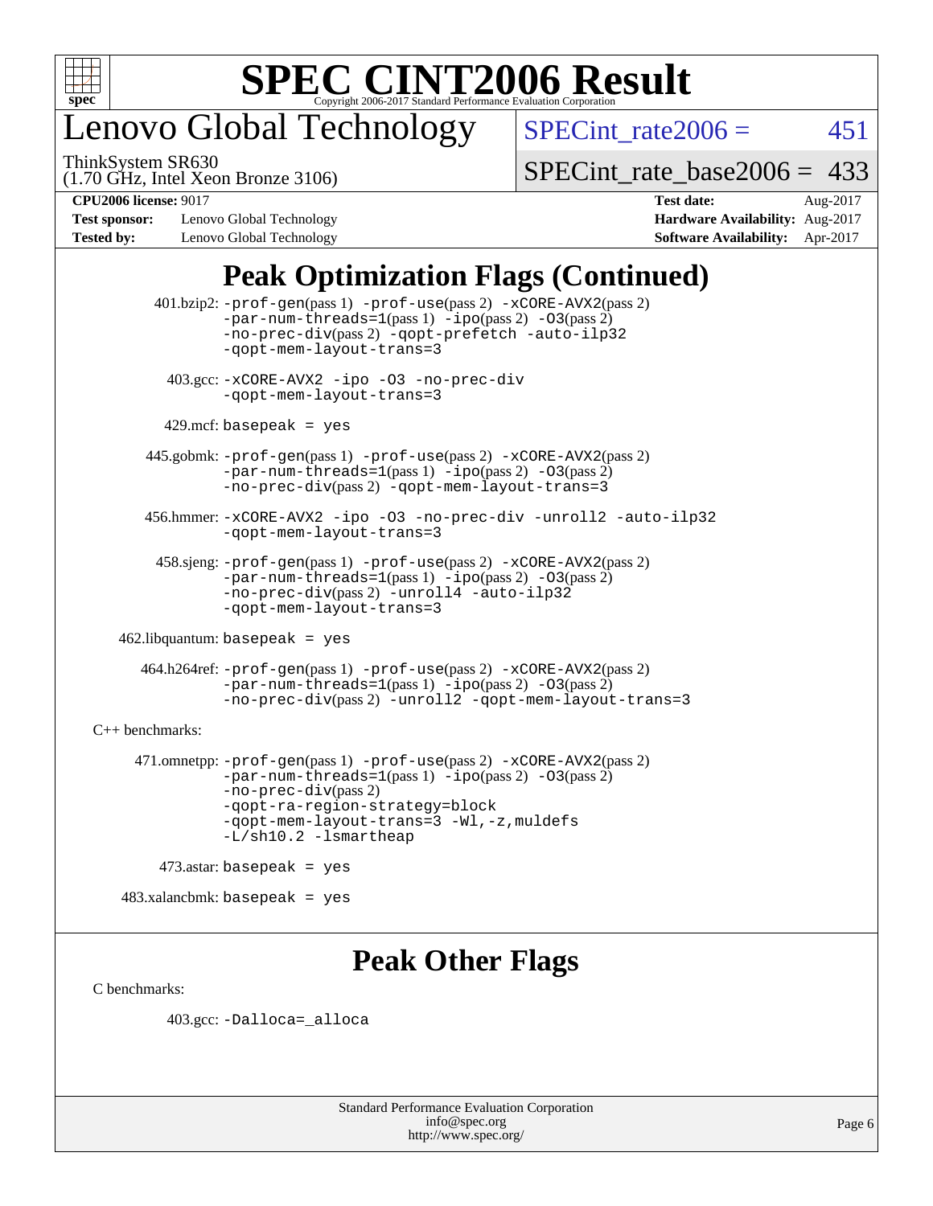# Lenovo Global Technology

ThinkSystem SR630
(1.70 GHz, Intel Xeon Bronze 3106)

SPECint_rate2006 = 451

SPECint_rate_base2006 = 433

**CPU2006 license:** 9017
**Test sponsor:** Lenovo Global Technology
**Tested by:** Lenovo Global Technology

**Test date:** Aug-2017
**Hardware Availability:** Aug-2017
**Software Availability:** Apr-2017

## Peak Optimization Flags (Continued)

401.bzip2: -prof-gen(pass 1) -prof-use(pass 2) -xCORE-AVX2(pass 2) -par-num-threads=1(pass 1) -ipo(pass 2) -O3(pass 2) -no-prec-div(pass 2) -qopt-prefetch -auto-ilp32 -qopt-mem-layout-trans=3

403.gcc: -xCORE-AVX2 -ipo -O3 -no-prec-div -qopt-mem-layout-trans=3

429.mcf: basepeak = yes

445.gobmk: -prof-gen(pass 1) -prof-use(pass 2) -xCORE-AVX2(pass 2) -par-num-threads=1(pass 1) -ipo(pass 2) -O3(pass 2) -no-prec-div(pass 2) -qopt-mem-layout-trans=3

456.hmmer: -xCORE-AVX2 -ipo -O3 -no-prec-div -unroll2 -auto-ilp32 -qopt-mem-layout-trans=3

458.sjeng: -prof-gen(pass 1) -prof-use(pass 2) -xCORE-AVX2(pass 2) -par-num-threads=1(pass 1) -ipo(pass 2) -O3(pass 2) -no-prec-div(pass 2) -unroll4 -auto-ilp32 -qopt-mem-layout-trans=3

462.libquantum: basepeak = yes

464.h264ref: -prof-gen(pass 1) -prof-use(pass 2) -xCORE-AVX2(pass 2) -par-num-threads=1(pass 1) -ipo(pass 2) -O3(pass 2) -no-prec-div(pass 2) -unroll2 -qopt-mem-layout-trans=3

C++ benchmarks:

471.omnetpp: -prof-gen(pass 1) -prof-use(pass 2) -xCORE-AVX2(pass 2) -par-num-threads=1(pass 1) -ipo(pass 2) -O3(pass 2) -no-prec-div(pass 2) -qopt-ra-region-strategy=block -qopt-mem-layout-trans=3 -Wl,-z,muldefs -L/sh10.2 -lsmartheap

473.astar: basepeak = yes

483.xalancbmk: basepeak = yes

## Peak Other Flags

C benchmarks:

403.gcc: -Dalloca=_alloca

Standard Performance Evaluation Corporation
info@spec.org
http://www.spec.org/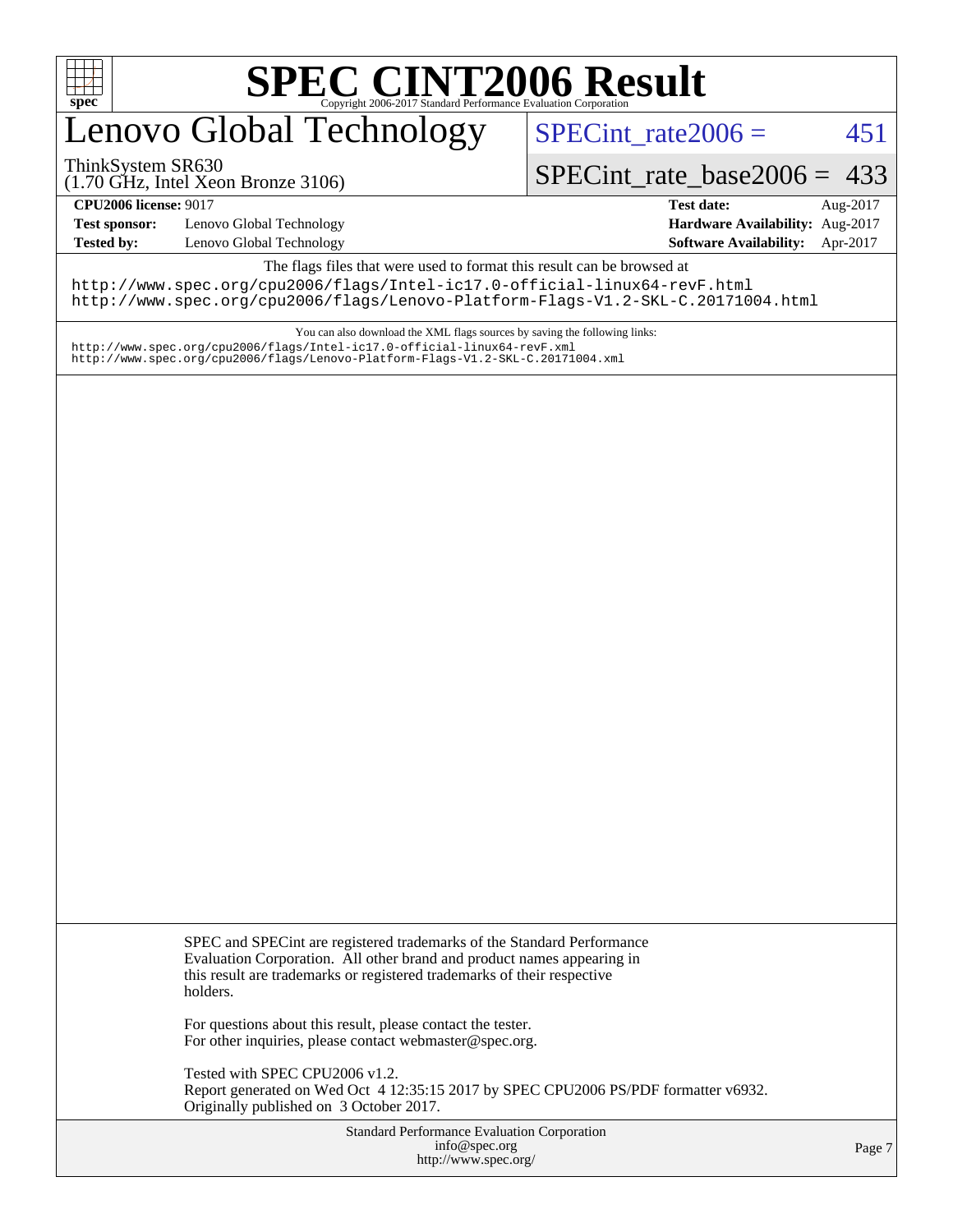# SPEC CINT2006 Result

Copyright 2006-2017 Standard Performance Evaluation Corporation

# Lenovo Global Technology

ThinkSystem SR630
(1.70 GHz, Intel Xeon Bronze 3106)

SPECint_rate2006 = 451

SPECint_rate_base2006 = 433

| | | | |
|---|---|---|---|
| **CPU2006 license:** 9017 | | **Test date:** | Aug-2017 |
| **Test sponsor:** | Lenovo Global Technology | **Hardware Availability:** | Aug-2017 |
| **Tested by:** | Lenovo Global Technology | **Software Availability:** | Apr-2017 |

The flags files that were used to format this result can be browsed at

http://www.spec.org/cpu2006/flags/Intel-ic17.0-official-linux64-revF.html
http://www.spec.org/cpu2006/flags/Lenovo-Platform-Flags-V1.2-SKL-C.20171004.html

You can also download the XML flags sources by saving the following links:

http://www.spec.org/cpu2006/flags/Intel-ic17.0-official-linux64-revF.xml
http://www.spec.org/cpu2006/flags/Lenovo-Platform-Flags-V1.2-SKL-C.20171004.xml

SPEC and SPECint are registered trademarks of the Standard Performance Evaluation Corporation. All other brand and product names appearing in this result are trademarks or registered trademarks of their respective holders.

For questions about this result, please contact the tester.
For other inquiries, please contact webmaster@spec.org.

Tested with SPEC CPU2006 v1.2.
Report generated on Wed Oct 4 12:35:15 2017 by SPEC CPU2006 PS/PDF formatter v6932.
Originally published on 3 October 2017.